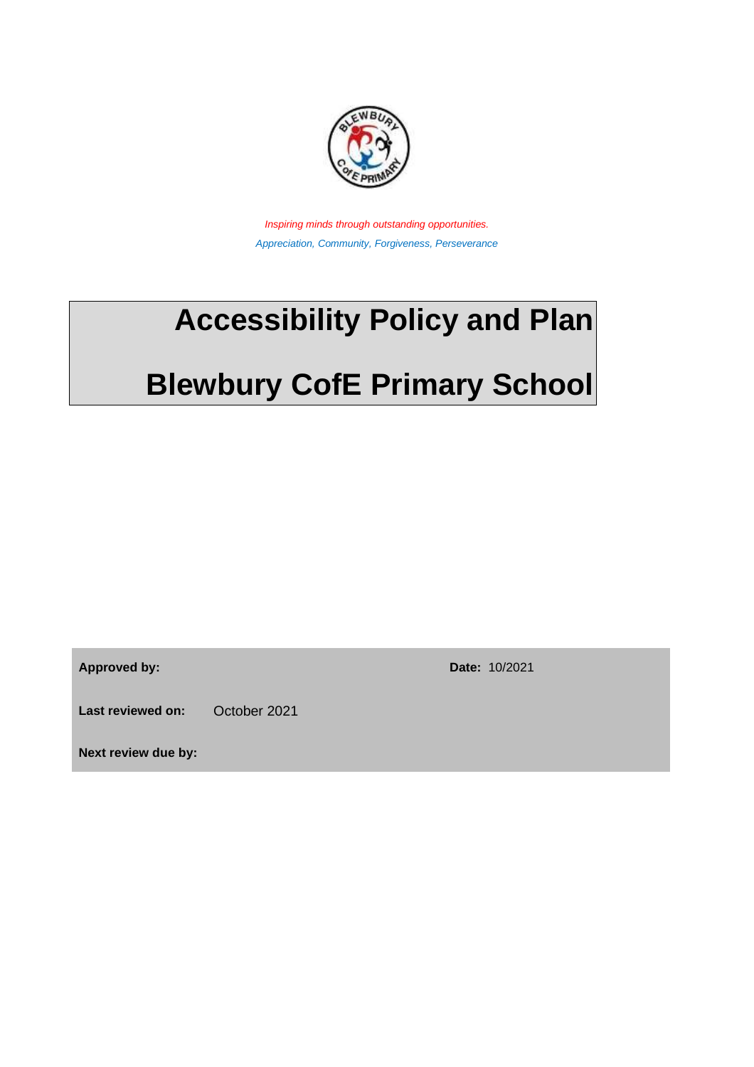*Inspiring minds through outstanding opportunities.*

*Appreciation, Community, Forgiveness, Perseverance*

# Accessibility Policy and Plan

# Blewbury CofE Primary School

| | | | |
|---|---|---|---|
| **Approved by:** | | **Date:** | 10/2021 |
| **Last reviewed on:** | October 2021 | | |
| **Next review due by:** | | | |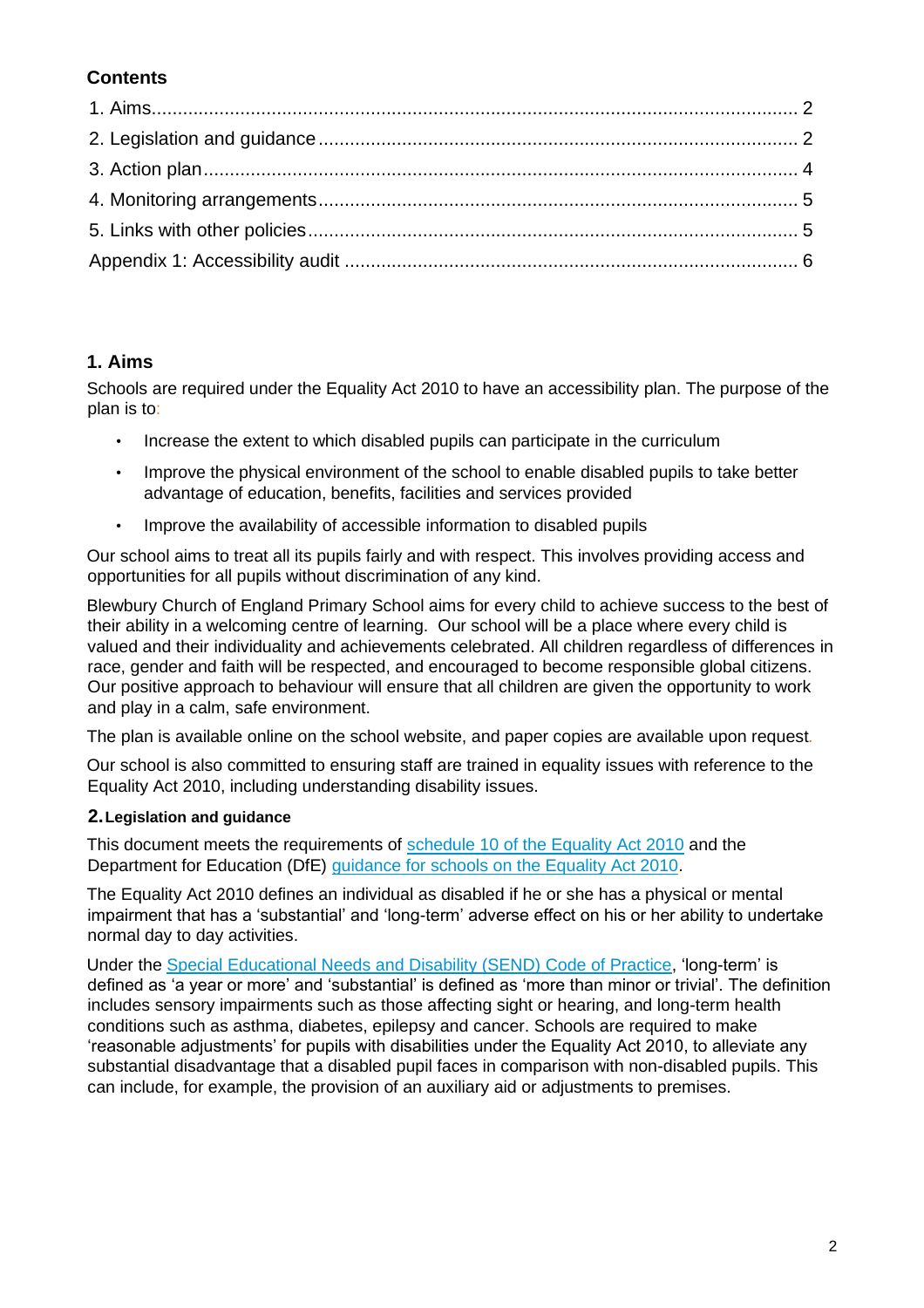## Contents

1. Aims ........................................................................................................................ 2
2. Legislation and guidance ......................................................................................... 2
3. Action plan ............................................................................................................. 4
4. Monitoring arrangements ......................................................................................... 5
5. Links with other policies ........................................................................................... 5

Appendix 1: Accessibility audit ...................................................................................... 6

## 1. Aims

Schools are required under the Equality Act 2010 to have an accessibility plan. The purpose of the plan is to:

- Increase the extent to which disabled pupils can participate in the curriculum
- Improve the physical environment of the school to enable disabled pupils to take better advantage of education, benefits, facilities and services provided
- Improve the availability of accessible information to disabled pupils

Our school aims to treat all its pupils fairly and with respect. This involves providing access and opportunities for all pupils without discrimination of any kind.

Blewbury Church of England Primary School aims for every child to achieve success to the best of their ability in a welcoming centre of learning. Our school will be a place where every child is valued and their individuality and achievements celebrated. All children regardless of differences in race, gender and faith will be respected, and encouraged to become responsible global citizens. Our positive approach to behaviour will ensure that all children are given the opportunity to work and play in a calm, safe environment.

The plan is available online on the school website, and paper copies are available upon request.

Our school is also committed to ensuring staff are trained in equality issues with reference to the Equality Act 2010, including understanding disability issues.

## 2. Legislation and guidance

This document meets the requirements of schedule 10 of the Equality Act 2010 and the Department for Education (DfE) guidance for schools on the Equality Act 2010.

The Equality Act 2010 defines an individual as disabled if he or she has a physical or mental impairment that has a 'substantial' and 'long-term' adverse effect on his or her ability to undertake normal day to day activities.

Under the Special Educational Needs and Disability (SEND) Code of Practice, 'long-term' is defined as 'a year or more' and 'substantial' is defined as 'more than minor or trivial'. The definition includes sensory impairments such as those affecting sight or hearing, and long-term health conditions such as asthma, diabetes, epilepsy and cancer. Schools are required to make 'reasonable adjustments' for pupils with disabilities under the Equality Act 2010, to alleviate any substantial disadvantage that a disabled pupil faces in comparison with non-disabled pupils. This can include, for example, the provision of an auxiliary aid or adjustments to premises.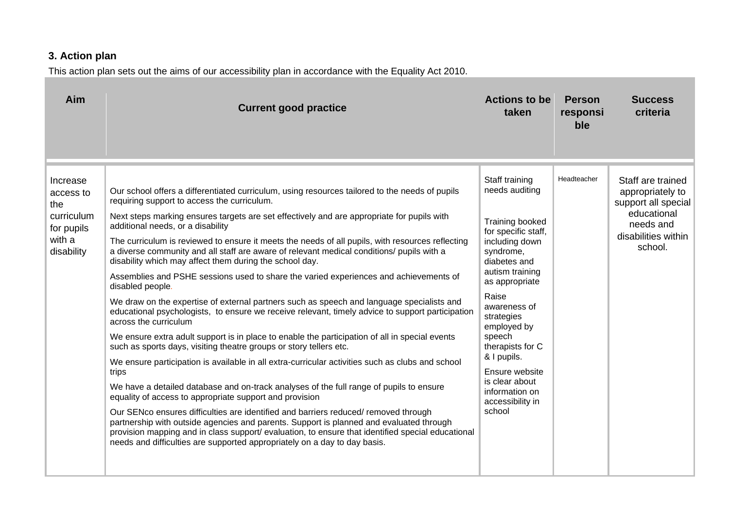### 3. Action plan

This action plan sets out the aims of our accessibility plan in accordance with the Equality Act 2010.

| Aim | Current good practice | Actions to be taken | Person responsible | Success criteria |
|---|---|---|---|---|
| Increase access to the curriculum for pupils with a disability | Our school offers a differentiated curriculum, using resources tailored to the needs of pupils requiring support to access the curriculum.<br><br>Next steps marking ensures targets are set effectively and are appropriate for pupils with additional needs, or a disability<br><br>The curriculum is reviewed to ensure it meets the needs of all pupils, with resources reflecting a diverse community and all staff are aware of relevant medical conditions/ pupils with a disability which may affect them during the school day.<br><br>Assemblies and PSHE sessions used to share the varied experiences and achievements of disabled people.<br><br>We draw on the expertise of external partners such as speech and language specialists and educational psychologists, to ensure we receive relevant, timely advice to support participation across the curriculum<br><br>We ensure extra adult support is in place to enable the participation of all in special events such as sports days, visiting theatre groups or story tellers etc.<br><br>We ensure participation is available in all extra-curricular activities such as clubs and school trips<br><br>We have a detailed database and on-track analyses of the full range of pupils to ensure equality of access to appropriate support and provision<br><br>Our SENco ensures difficulties are identified and barriers reduced/ removed through partnership with outside agencies and parents. Support is planned and evaluated through provision mapping and in class support/ evaluation, to ensure that identified special educational needs and difficulties are supported appropriately on a day to day basis. | Staff training needs auditing<br><br>Training booked for specific staff, including down syndrome, diabetes and autism training as appropriate<br><br>Raise awareness of strategies employed by speech therapists for C & I pupils.<br><br>Ensure website is clear about information on accessibility in school | Headteacher | Staff are trained appropriately to support all special educational needs and disabilities within school. |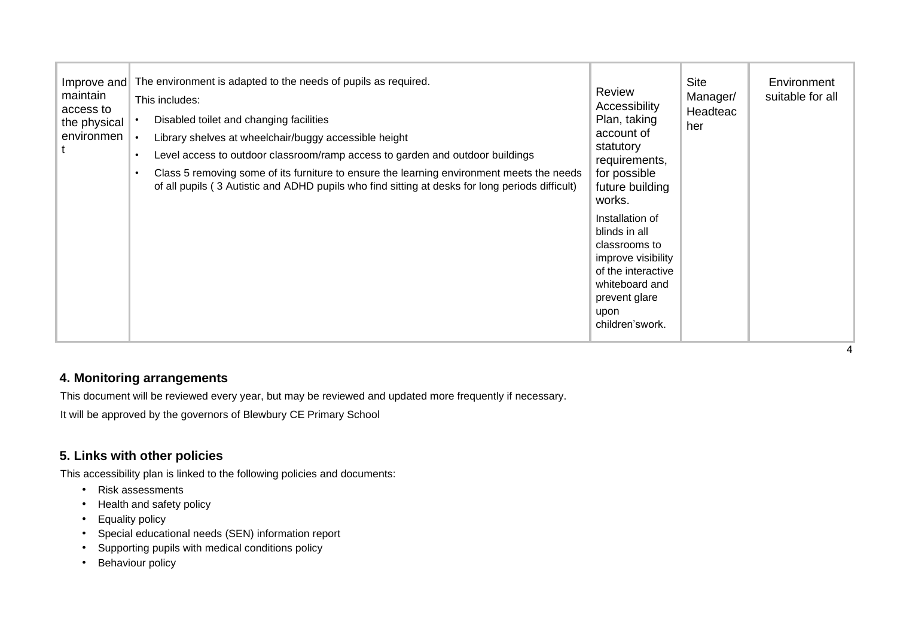| Improve and maintain access to the physical environment | The environment is adapted to the needs of pupils as required.<br>This includes:<br>• Disabled toilet and changing facilities<br>• Library shelves at wheelchair/buggy accessible height<br>• Level access to outdoor classroom/ramp access to garden and outdoor buildings<br>• Class 5 removing some of its furniture to ensure the learning environment meets the needs of all pupils ( 3 Autistic and ADHD pupils who find sitting at desks for long periods difficult) | Review Accessibility Plan, taking account of statutory requirements, for possible future building works.<br>Installation of blinds in all classrooms to improve visibility of the interactive whiteboard and prevent glare upon children'swork. | Site Manager/ Headteacher | Environment suitable for all |
|---|---|---|---|---|

## 4. Monitoring arrangements

This document will be reviewed every year, but may be reviewed and updated more frequently if necessary.

It will be approved by the governors of Blewbury CE Primary School

## 5. Links with other policies

This accessibility plan is linked to the following policies and documents:

- Risk assessments
- Health and safety policy
- Equality policy
- Special educational needs (SEN) information report
- Supporting pupils with medical conditions policy
- Behaviour policy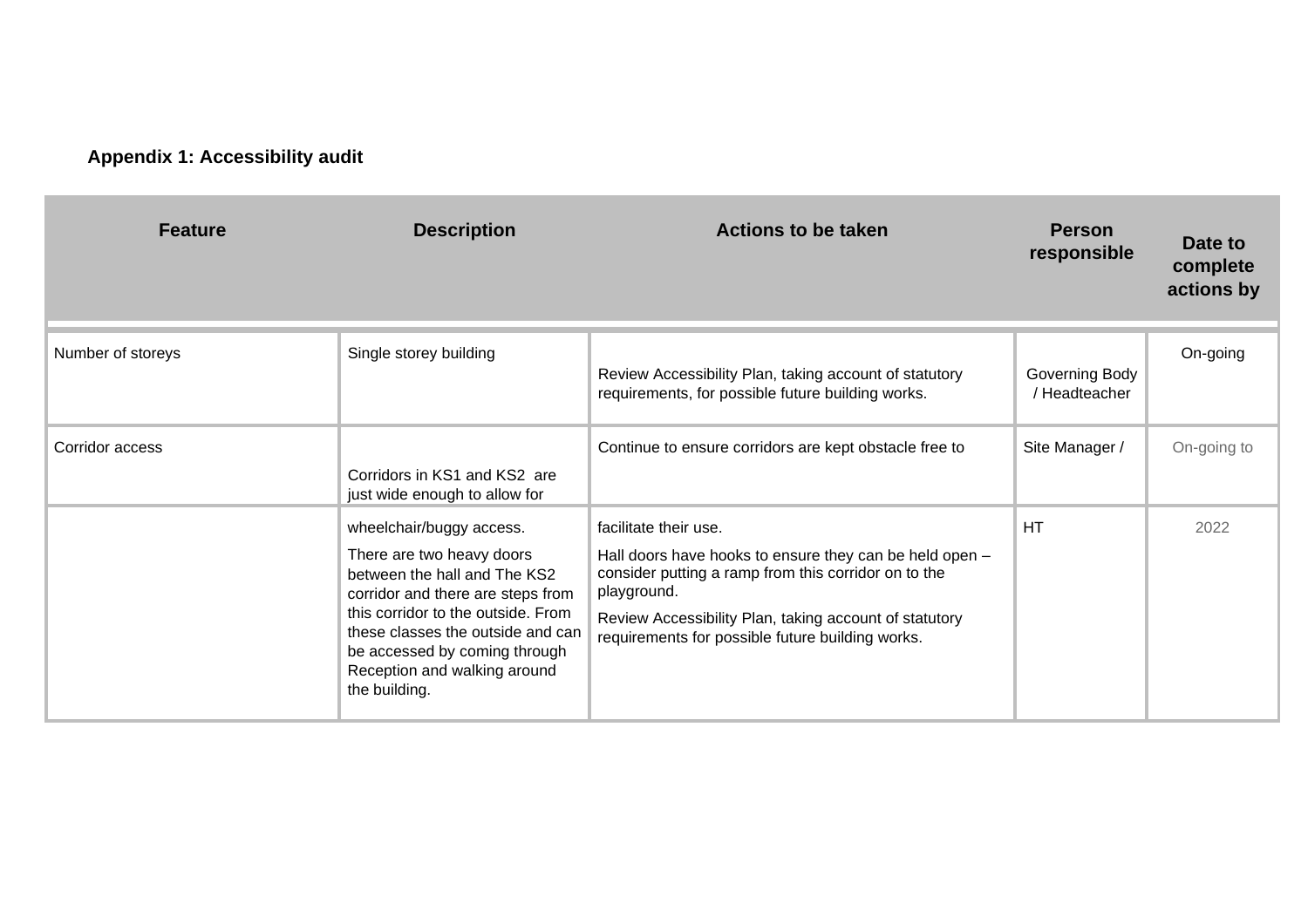**Appendix 1: Accessibility audit**

| Feature | Description | Actions to be taken | Person responsible | Date to complete actions by |
|---|---|---|---|---|
| Number of storeys | Single storey building | Review Accessibility Plan, taking account of statutory requirements, for possible future building works. | Governing Body / Headteacher | On-going |
| Corridor access | Corridors in KS1 and KS2 are just wide enough to allow for wheelchair/buggy access. There are two heavy doors between the hall and The KS2 corridor and there are steps from this corridor to the outside. From these classes the outside and can be accessed by coming through Reception and walking around the building. | Continue to ensure corridors are kept obstacle free to facilitate their use. Hall doors have hooks to ensure they can be held open – consider putting a ramp from this corridor on to the playground. Review Accessibility Plan, taking account of statutory requirements for possible future building works. | Site Manager / HT | On-going to 2022 |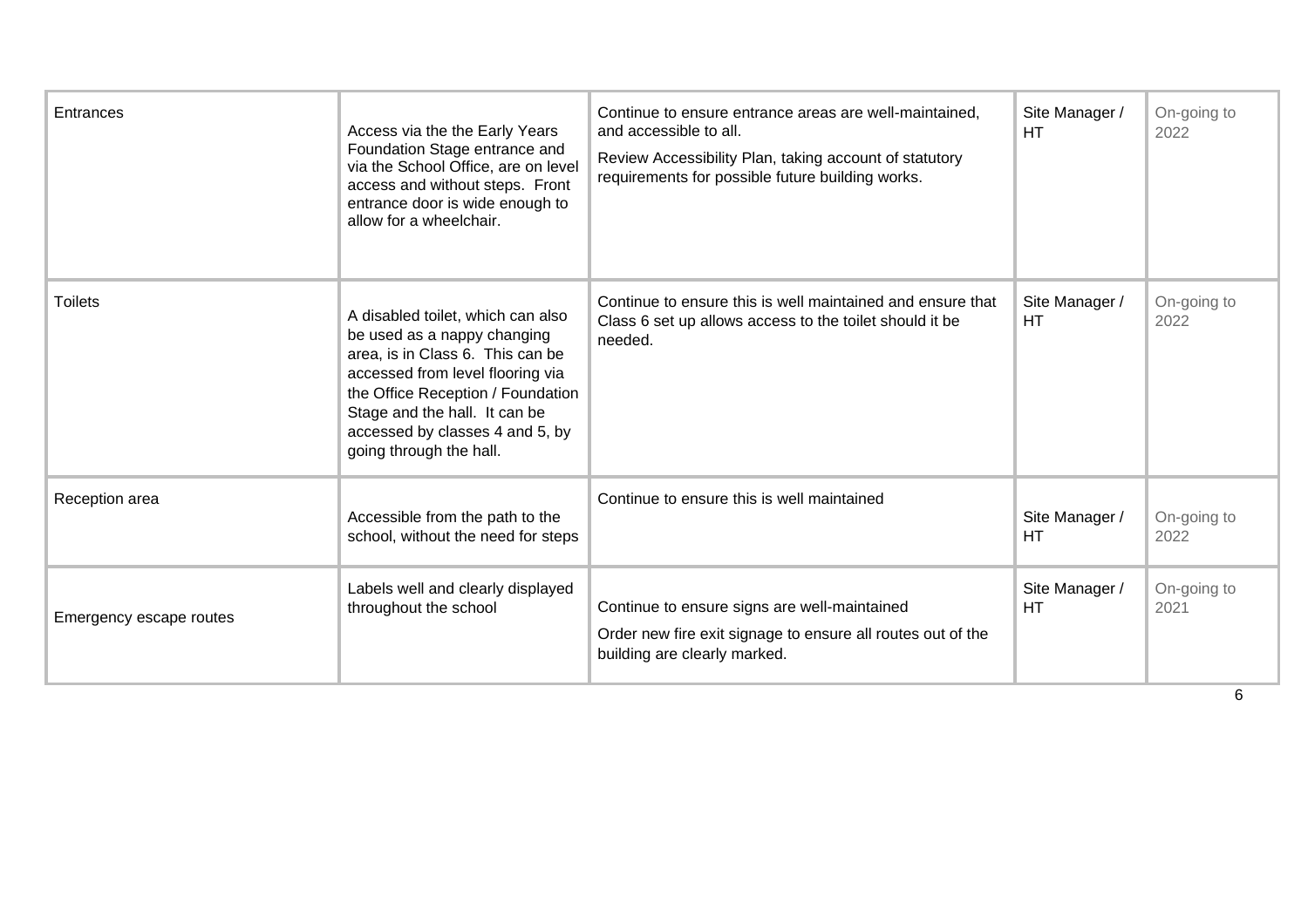| Entrances | Access via the the Early Years Foundation Stage entrance and via the School Office, are on level access and without steps. Front entrance door is wide enough to allow for a wheelchair. | Continue to ensure entrance areas are well-maintained, and accessible to all.<br>Review Accessibility Plan, taking account of statutory requirements for possible future building works. | Site Manager / HT | On-going to 2022 |
|---|---|---|---|---|
| Toilets | A disabled toilet, which can also be used as a nappy changing area, is in Class 6. This can be accessed from level flooring via the Office Reception / Foundation Stage and the hall. It can be accessed by classes 4 and 5, by going through the hall. | Continue to ensure this is well maintained and ensure that Class 6 set up allows access to the toilet should it be needed. | Site Manager / HT | On-going to 2022 |
| Reception area | Accessible from the path to the school, without the need for steps | Continue to ensure this is well maintained | Site Manager / HT | On-going to 2022 |
| Emergency escape routes | Labels well and clearly displayed throughout the school | Continue to ensure signs are well-maintained<br>Order new fire exit signage to ensure all routes out of the building are clearly marked. | Site Manager / HT | On-going to 2021 |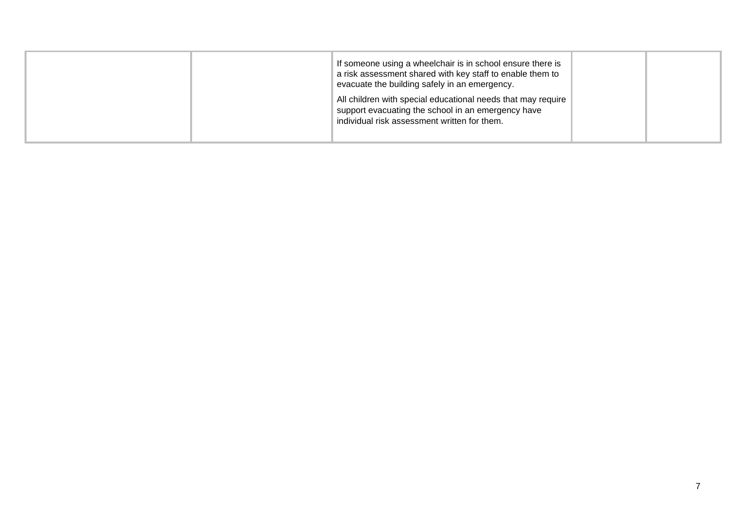| | | | | |
|---|---|---|---|---|
| | | If someone using a wheelchair is in school ensure there is a risk assessment shared with key staff to enable them to evacuate the building safely in an emergency.<br><br>All children with special educational needs that may require support evacuating the school in an emergency have individual risk assessment written for them. | | |